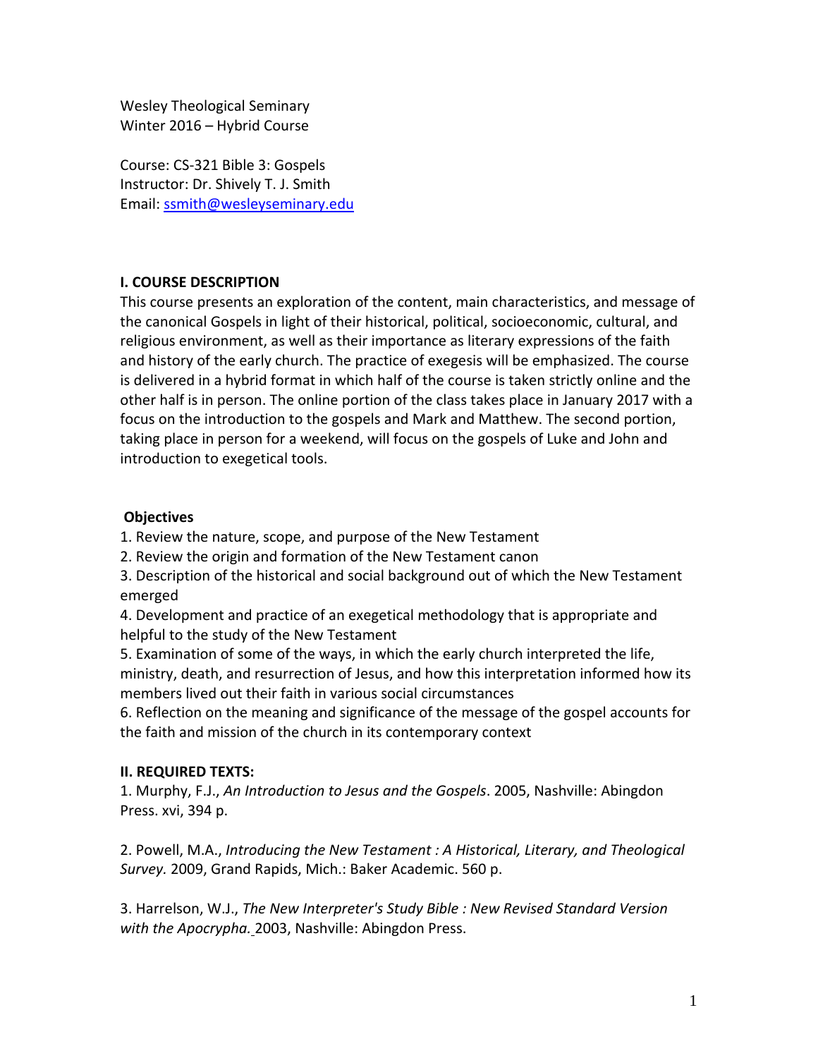Wesley Theological Seminary
Winter 2016 – Hybrid Course

Course: CS-321 Bible 3: Gospels
Instructor: Dr. Shively T. J. Smith
Email: [ssmith@wesleyseminary.edu](mailto:ssmith@wesleyseminary.edu)

## I. COURSE DESCRIPTION

This course presents an exploration of the content, main characteristics, and message of the canonical Gospels in light of their historical, political, socioeconomic, cultural, and religious environment, as well as their importance as literary expressions of the faith and history of the early church. The practice of exegesis will be emphasized. The course is delivered in a hybrid format in which half of the course is taken strictly online and the other half is in person. The online portion of the class takes place in January 2017 with a focus on the introduction to the gospels and Mark and Matthew. The second portion, taking place in person for a weekend, will focus on the gospels of Luke and John and introduction to exegetical tools.

### Objectives

1. Review the nature, scope, and purpose of the New Testament
2. Review the origin and formation of the New Testament canon
3. Description of the historical and social background out of which the New Testament emerged
4. Development and practice of an exegetical methodology that is appropriate and helpful to the study of the New Testament
5. Examination of some of the ways, in which the early church interpreted the life, ministry, death, and resurrection of Jesus, and how this interpretation informed how its members lived out their faith in various social circumstances
6. Reflection on the meaning and significance of the message of the gospel accounts for the faith and mission of the church in its contemporary context

## II. REQUIRED TEXTS:

1. Murphy, F.J., *An Introduction to Jesus and the Gospels*. 2005, Nashville: Abingdon Press. xvi, 394 p.

2. Powell, M.A., *Introducing the New Testament : A Historical, Literary, and Theological Survey.* 2009, Grand Rapids, Mich.: Baker Academic. 560 p.

3. Harrelson, W.J., *The New Interpreter's Study Bible : New Revised Standard Version with the Apocrypha.* 2003, Nashville: Abingdon Press.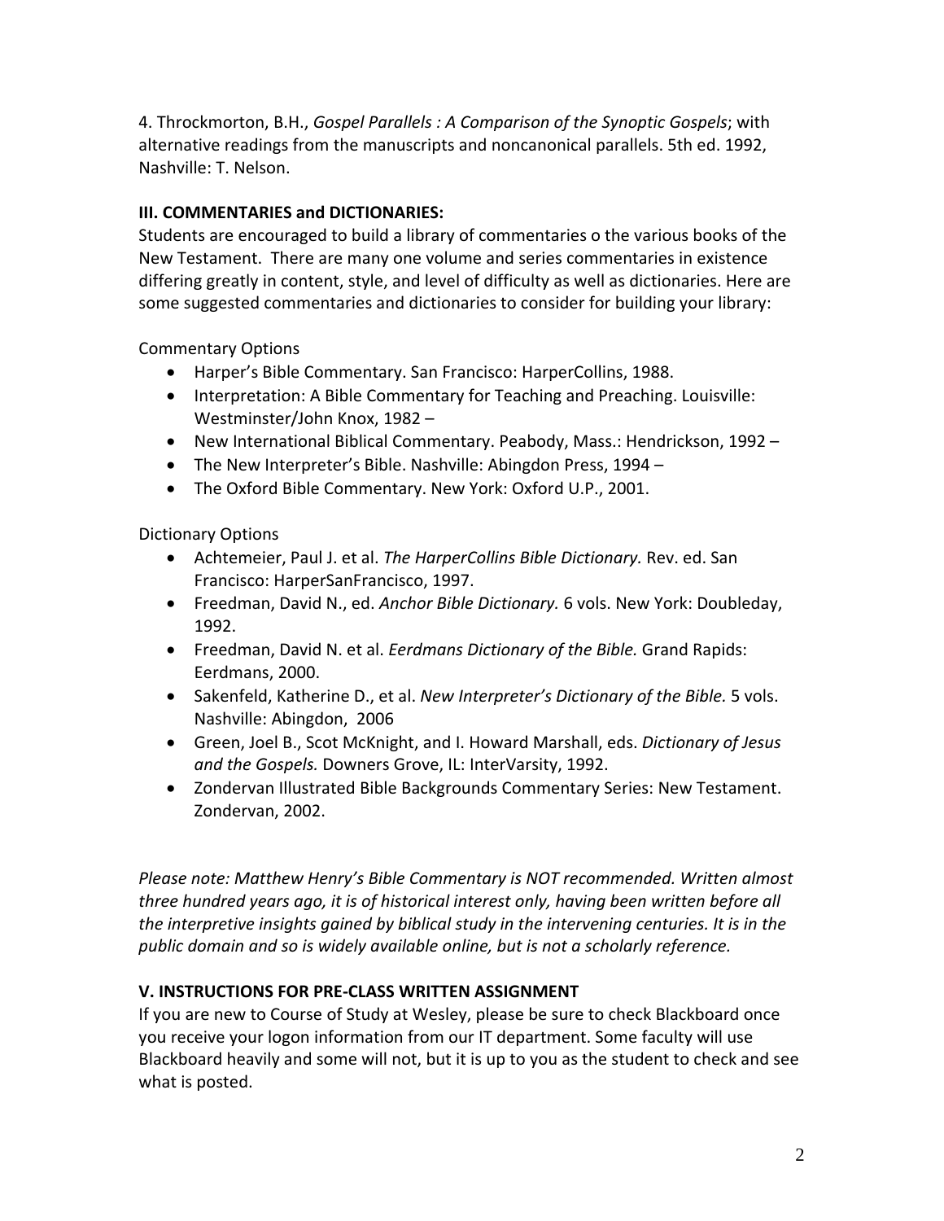4. Throckmorton, B.H., *Gospel Parallels : A Comparison of the Synoptic Gospels*; with alternative readings from the manuscripts and noncanonical parallels. 5th ed. 1992, Nashville: T. Nelson.

### III. COMMENTARIES and DICTIONARIES:

Students are encouraged to build a library of commentaries o the various books of the New Testament. There are many one volume and series commentaries in existence differing greatly in content, style, and level of difficulty as well as dictionaries. Here are some suggested commentaries and dictionaries to consider for building your library:

Commentary Options

- Harper's Bible Commentary. San Francisco: HarperCollins, 1988.
- Interpretation: A Bible Commentary for Teaching and Preaching. Louisville: Westminster/John Knox, 1982 –
- New International Biblical Commentary. Peabody, Mass.: Hendrickson, 1992 –
- The New Interpreter's Bible. Nashville: Abingdon Press, 1994 –
- The Oxford Bible Commentary. New York: Oxford U.P., 2001.

Dictionary Options

- Achtemeier, Paul J. et al. *The HarperCollins Bible Dictionary.* Rev. ed. San Francisco: HarperSanFrancisco, 1997.
- Freedman, David N., ed. *Anchor Bible Dictionary.* 6 vols. New York: Doubleday, 1992.
- Freedman, David N. et al. *Eerdmans Dictionary of the Bible.* Grand Rapids: Eerdmans, 2000.
- Sakenfeld, Katherine D., et al. *New Interpreter's Dictionary of the Bible.* 5 vols. Nashville: Abingdon, 2006
- Green, Joel B., Scot McKnight, and I. Howard Marshall, eds. *Dictionary of Jesus and the Gospels.* Downers Grove, IL: InterVarsity, 1992.
- Zondervan Illustrated Bible Backgrounds Commentary Series: New Testament. Zondervan, 2002.

*Please note: Matthew Henry's Bible Commentary is NOT recommended. Written almost three hundred years ago, it is of historical interest only, having been written before all the interpretive insights gained by biblical study in the intervening centuries. It is in the public domain and so is widely available online, but is not a scholarly reference.*

### V. INSTRUCTIONS FOR PRE-CLASS WRITTEN ASSIGNMENT

If you are new to Course of Study at Wesley, please be sure to check Blackboard once you receive your logon information from our IT department. Some faculty will use Blackboard heavily and some will not, but it is up to you as the student to check and see what is posted.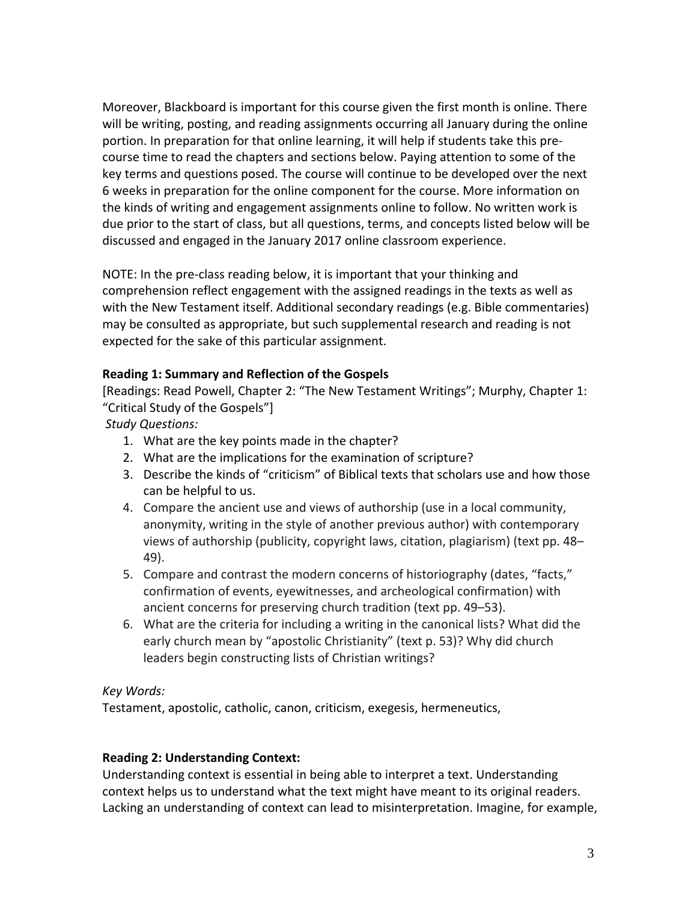Moreover, Blackboard is important for this course given the first month is online. There will be writing, posting, and reading assignments occurring all January during the online portion. In preparation for that online learning, it will help if students take this pre-course time to read the chapters and sections below. Paying attention to some of the key terms and questions posed. The course will continue to be developed over the next 6 weeks in preparation for the online component for the course. More information on the kinds of writing and engagement assignments online to follow. No written work is due prior to the start of class, but all questions, terms, and concepts listed below will be discussed and engaged in the January 2017 online classroom experience.

NOTE: In the pre-class reading below, it is important that your thinking and comprehension reflect engagement with the assigned readings in the texts as well as with the New Testament itself. Additional secondary readings (e.g. Bible commentaries) may be consulted as appropriate, but such supplemental research and reading is not expected for the sake of this particular assignment.

**Reading 1: Summary and Reflection of the Gospels**

[Readings: Read Powell, Chapter 2: "The New Testament Writings"; Murphy, Chapter 1: "Critical Study of the Gospels"]

*Study Questions:*

1. What are the key points made in the chapter?
2. What are the implications for the examination of scripture?
3. Describe the kinds of "criticism" of Biblical texts that scholars use and how those can be helpful to us.
4. Compare the ancient use and views of authorship (use in a local community, anonymity, writing in the style of another previous author) with contemporary views of authorship (publicity, copyright laws, citation, plagiarism) (text pp. 48–49).
5. Compare and contrast the modern concerns of historiography (dates, "facts," confirmation of events, eyewitnesses, and archeological confirmation) with ancient concerns for preserving church tradition (text pp. 49–53).
6. What are the criteria for including a writing in the canonical lists? What did the early church mean by "apostolic Christianity" (text p. 53)? Why did church leaders begin constructing lists of Christian writings?

*Key Words:*

Testament, apostolic, catholic, canon, criticism, exegesis, hermeneutics,

**Reading 2: Understanding Context:**

Understanding context is essential in being able to interpret a text. Understanding context helps us to understand what the text might have meant to its original readers. Lacking an understanding of context can lead to misinterpretation. Imagine, for example,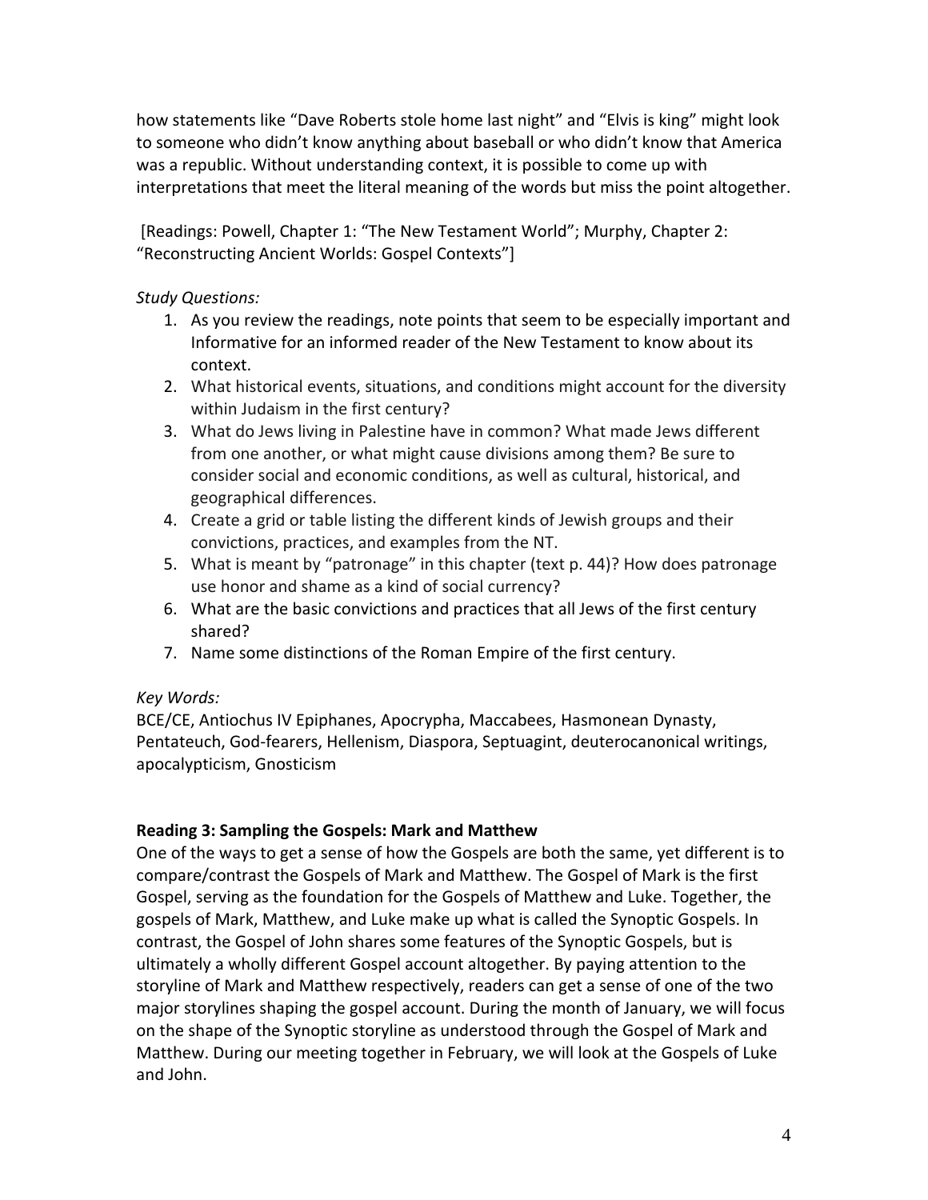how statements like "Dave Roberts stole home last night" and "Elvis is king" might look to someone who didn't know anything about baseball or who didn't know that America was a republic. Without understanding context, it is possible to come up with interpretations that meet the literal meaning of the words but miss the point altogether.

[Readings: Powell, Chapter 1: "The New Testament World"; Murphy, Chapter 2: "Reconstructing Ancient Worlds: Gospel Contexts"]

*Study Questions:*

1. As you review the readings, note points that seem to be especially important and Informative for an informed reader of the New Testament to know about its context.
2. What historical events, situations, and conditions might account for the diversity within Judaism in the first century?
3. What do Jews living in Palestine have in common? What made Jews different from one another, or what might cause divisions among them? Be sure to consider social and economic conditions, as well as cultural, historical, and geographical differences.
4. Create a grid or table listing the different kinds of Jewish groups and their convictions, practices, and examples from the NT.
5. What is meant by "patronage" in this chapter (text p. 44)? How does patronage use honor and shame as a kind of social currency?
6. What are the basic convictions and practices that all Jews of the first century shared?
7. Name some distinctions of the Roman Empire of the first century.

*Key Words:*

BCE/CE, Antiochus IV Epiphanes, Apocrypha, Maccabees, Hasmonean Dynasty, Pentateuch, God-fearers, Hellenism, Diaspora, Septuagint, deuterocanonical writings, apocalypticism, Gnosticism

**Reading 3: Sampling the Gospels: Mark and Matthew**

One of the ways to get a sense of how the Gospels are both the same, yet different is to compare/contrast the Gospels of Mark and Matthew. The Gospel of Mark is the first Gospel, serving as the foundation for the Gospels of Matthew and Luke. Together, the gospels of Mark, Matthew, and Luke make up what is called the Synoptic Gospels. In contrast, the Gospel of John shares some features of the Synoptic Gospels, but is ultimately a wholly different Gospel account altogether. By paying attention to the storyline of Mark and Matthew respectively, readers can get a sense of one of the two major storylines shaping the gospel account. During the month of January, we will focus on the shape of the Synoptic storyline as understood through the Gospel of Mark and Matthew. During our meeting together in February, we will look at the Gospels of Luke and John.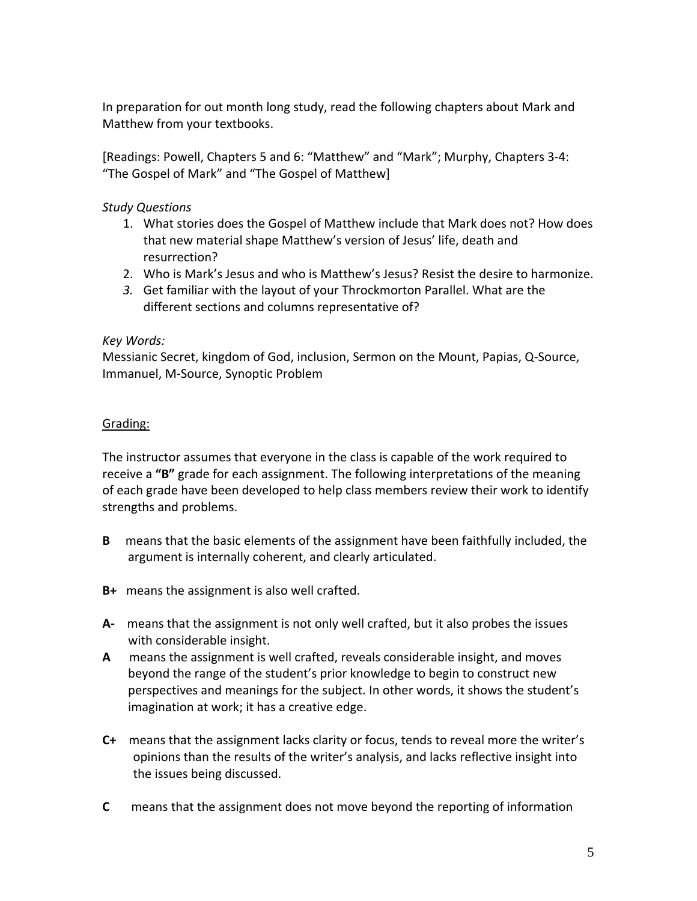In preparation for out month long study, read the following chapters about Mark and Matthew from your textbooks.

[Readings: Powell, Chapters 5 and 6: "Matthew" and "Mark"; Murphy, Chapters 3-4: "The Gospel of Mark" and "The Gospel of Matthew]

*Study Questions*

1. What stories does the Gospel of Matthew include that Mark does not? How does that new material shape Matthew's version of Jesus' life, death and resurrection?
2. Who is Mark's Jesus and who is Matthew's Jesus? Resist the desire to harmonize.
3. *3.* Get familiar with the layout of your Throckmorton Parallel. What are the different sections and columns representative of?

*Key Words:*
Messianic Secret, kingdom of God, inclusion, Sermon on the Mount, Papias, Q-Source, Immanuel, M-Source, Synoptic Problem

<u>Grading:</u>

The instructor assumes that everyone in the class is capable of the work required to receive a **"B"** grade for each assignment. The following interpretations of the meaning of each grade have been developed to help class members review their work to identify strengths and problems.

**B** means that the basic elements of the assignment have been faithfully included, the argument is internally coherent, and clearly articulated.

**B+** means the assignment is also well crafted.

**A-** means that the assignment is not only well crafted, but it also probes the issues with considerable insight.

**A** means the assignment is well crafted, reveals considerable insight, and moves beyond the range of the student's prior knowledge to begin to construct new perspectives and meanings for the subject. In other words, it shows the student's imagination at work; it has a creative edge.

**C+** means that the assignment lacks clarity or focus, tends to reveal more the writer's opinions than the results of the writer's analysis, and lacks reflective insight into the issues being discussed.

**C** means that the assignment does not move beyond the reporting of information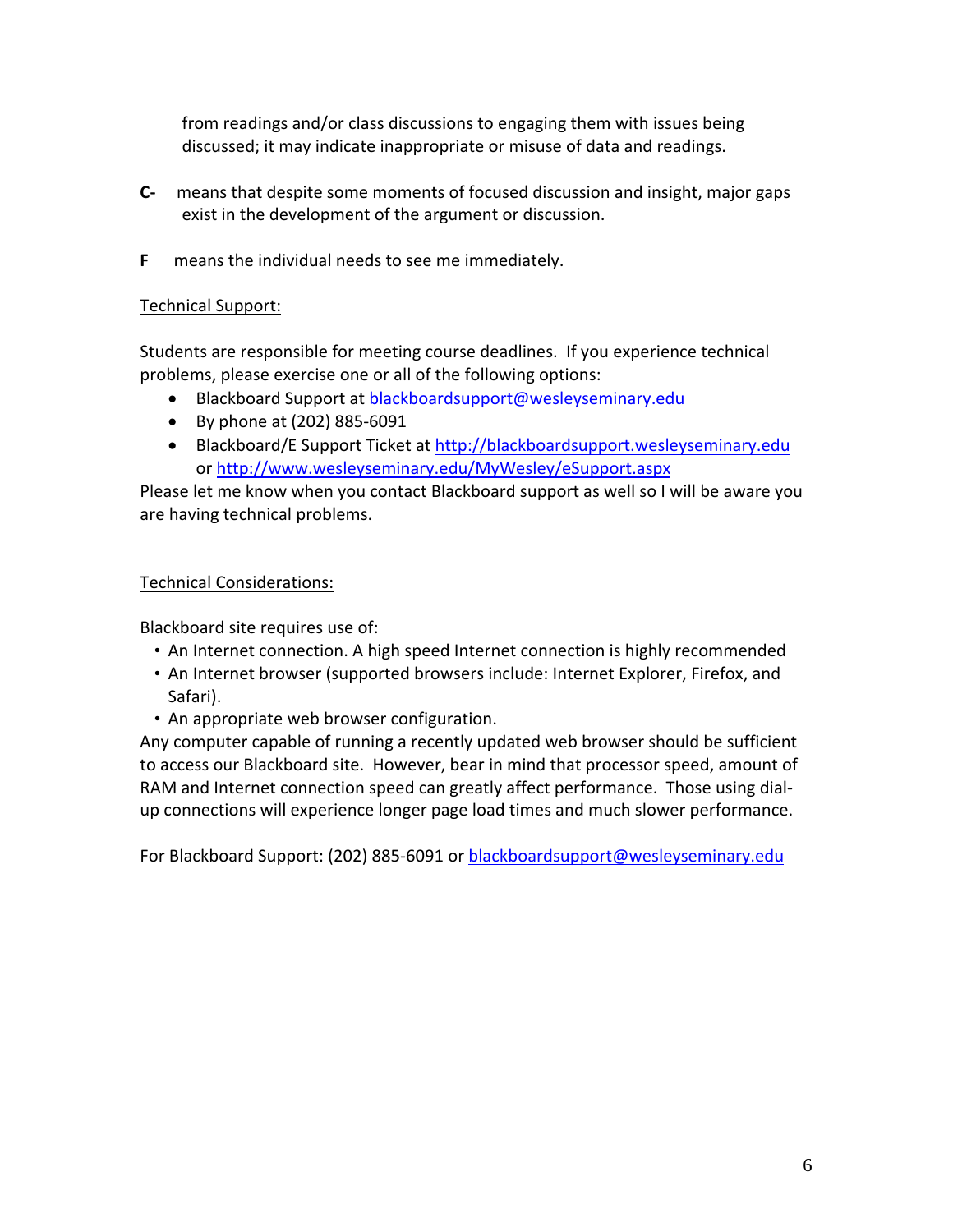from readings and/or class discussions to engaging them with issues being discussed; it may indicate inappropriate or misuse of data and readings.

**C-** means that despite some moments of focused discussion and insight, major gaps exist in the development of the argument or discussion.

**F** means the individual needs to see me immediately.

Technical Support:

Students are responsible for meeting course deadlines. If you experience technical problems, please exercise one or all of the following options:

- Blackboard Support at blackboardsupport@wesleyseminary.edu
- By phone at (202) 885-6091
- Blackboard/E Support Ticket at http://blackboardsupport.wesleyseminary.edu or http://www.wesleyseminary.edu/MyWesley/eSupport.aspx

Please let me know when you contact Blackboard support as well so I will be aware you are having technical problems.

Technical Considerations:

Blackboard site requires use of:

- An Internet connection. A high speed Internet connection is highly recommended
- An Internet browser (supported browsers include: Internet Explorer, Firefox, and Safari).
- An appropriate web browser configuration.

Any computer capable of running a recently updated web browser should be sufficient to access our Blackboard site. However, bear in mind that processor speed, amount of RAM and Internet connection speed can greatly affect performance. Those using dial-up connections will experience longer page load times and much slower performance.

For Blackboard Support: (202) 885-6091 or blackboardsupport@wesleyseminary.edu